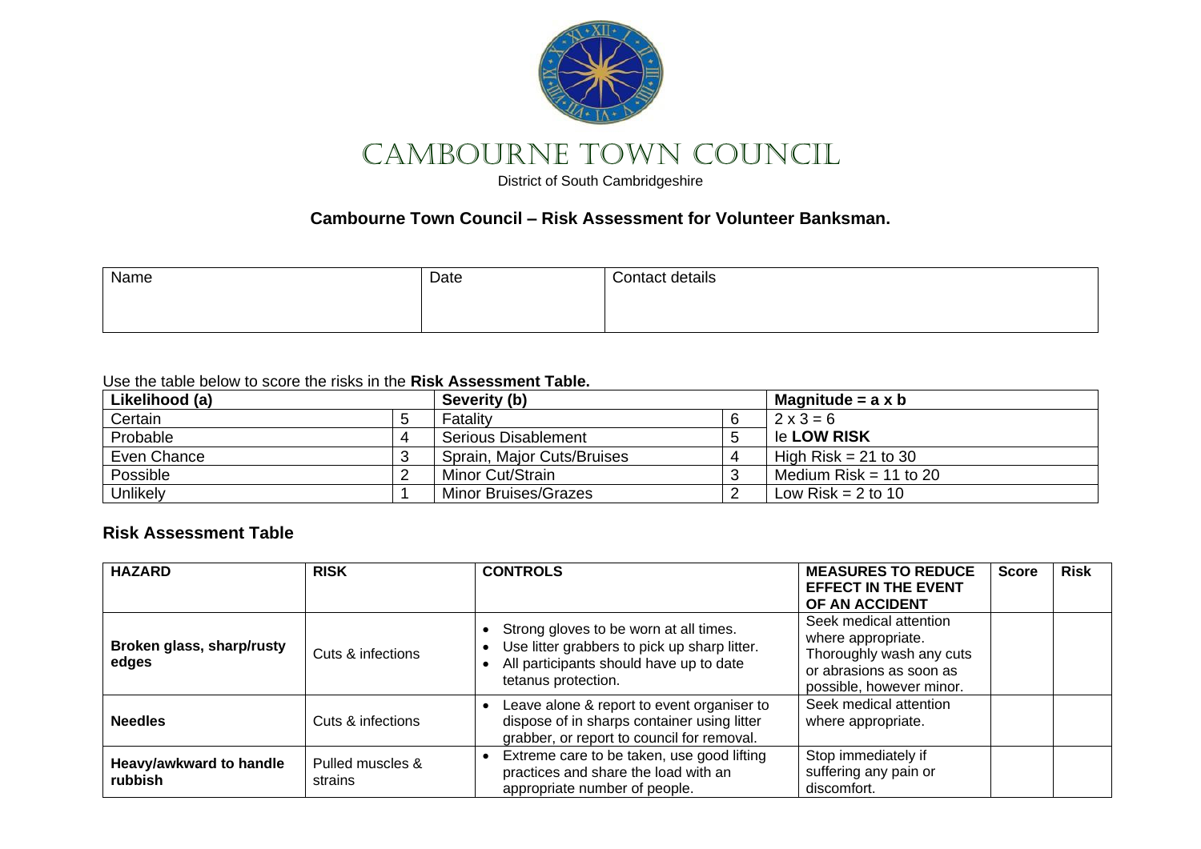# CAMBOURNE TOWN COUNCIL

District of South Cambridgeshire

**Cambourne Town Council – Risk Assessment for Volunteer Banksman.**

| Name | Date | Contact details |
|---|---|---|
| | | |

Use the table below to score the risks in the **Risk Assessment Table.**

| **Likelihood (a)** | | **Severity (b)** | | **Magnitude = a x b** |
|---|---|---|---|---|
| Certain | 5 | Fatality | 6 | 2 x 3 = 6 |
| Probable | 4 | Serious Disablement | 5 | Ie **LOW RISK** |
| Even Chance | 3 | Sprain, Major Cuts/Bruises | 4 | High Risk = 21 to 30 |
| Possible | 2 | Minor Cut/Strain | 3 | Medium Risk = 11 to 20 |
| Unlikely | 1 | Minor Bruises/Grazes | 2 | Low Risk = 2 to 10 |

## Risk Assessment Table

| **HAZARD** | **RISK** | **CONTROLS** | **MEASURES TO REDUCE EFFECT IN THE EVENT OF AN ACCIDENT** | **Score** | **Risk** |
|---|---|---|---|---|---|
| **Broken glass, sharp/rusty edges** | Cuts & infections | • Strong gloves to be worn at all times.<br>• Use litter grabbers to pick up sharp litter.<br>• All participants should have up to date tetanus protection. | Seek medical attention where appropriate. Thoroughly wash any cuts or abrasions as soon as possible, however minor. | | |
| **Needles** | Cuts & infections | • Leave alone & report to event organiser to dispose of in sharps container using litter grabber, or report to council for removal. | Seek medical attention where appropriate. | | |
| **Heavy/awkward to handle rubbish** | Pulled muscles & strains | • Extreme care to be taken, use good lifting practices and share the load with an appropriate number of people. | Stop immediately if suffering any pain or discomfort. | | |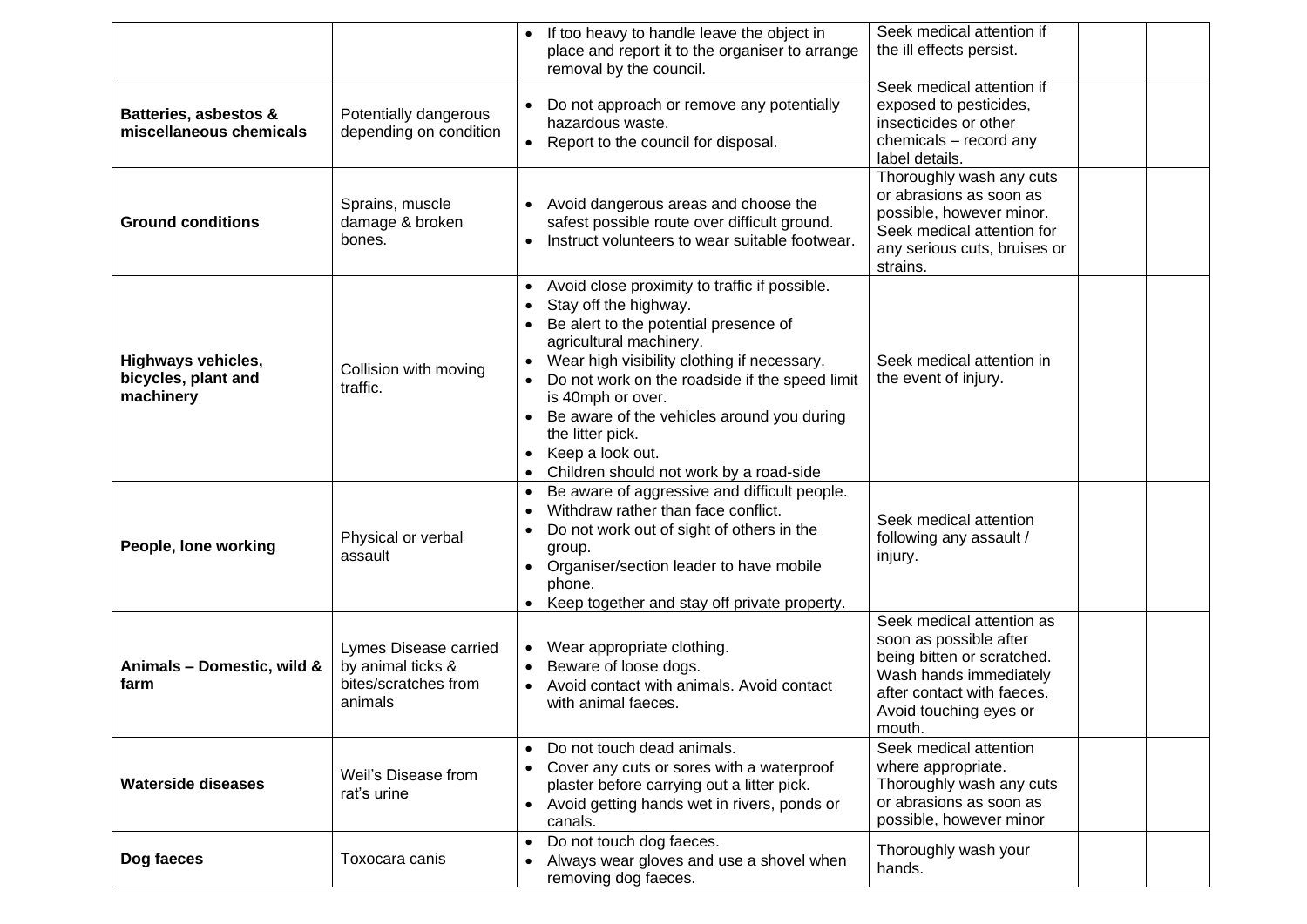| | | | | | |
|---|---|---|---|---|---|
| | | • If too heavy to handle leave the object in place and report it to the organiser to arrange removal by the council. | Seek medical attention if the ill effects persist. | | |
| **Batteries, asbestos & miscellaneous chemicals** | Potentially dangerous depending on condition | • Do not approach or remove any potentially hazardous waste.<br>• Report to the council for disposal. | Seek medical attention if exposed to pesticides, insecticides or other chemicals – record any label details. | | |
| **Ground conditions** | Sprains, muscle damage & broken bones. | • Avoid dangerous areas and choose the safest possible route over difficult ground.<br>• Instruct volunteers to wear suitable footwear. | Thoroughly wash any cuts or abrasions as soon as possible, however minor. Seek medical attention for any serious cuts, bruises or strains. | | |
| **Highways vehicles, bicycles, plant and machinery** | Collision with moving traffic. | • Avoid close proximity to traffic if possible.<br>• Stay off the highway.<br>• Be alert to the potential presence of agricultural machinery.<br>• Wear high visibility clothing if necessary.<br>• Do not work on the roadside if the speed limit is 40mph or over.<br>• Be aware of the vehicles around you during the litter pick.<br>• Keep a look out.<br>• Children should not work by a road-side | Seek medical attention in the event of injury. | | |
| **People, lone working** | Physical or verbal assault | • Be aware of aggressive and difficult people.<br>• Withdraw rather than face conflict.<br>• Do not work out of sight of others in the group.<br>• Organiser/section leader to have mobile phone.<br>• Keep together and stay off private property. | Seek medical attention following any assault / injury. | | |
| **Animals – Domestic, wild & farm** | Lymes Disease carried by animal ticks & bites/scratches from animals | • Wear appropriate clothing.<br>• Beware of loose dogs.<br>• Avoid contact with animals. Avoid contact with animal faeces. | Seek medical attention as soon as possible after being bitten or scratched. Wash hands immediately after contact with faeces. Avoid touching eyes or mouth. | | |
| **Waterside diseases** | Weil's Disease from rat's urine | • Do not touch dead animals.<br>• Cover any cuts or sores with a waterproof plaster before carrying out a litter pick.<br>• Avoid getting hands wet in rivers, ponds or canals. | Seek medical attention where appropriate. Thoroughly wash any cuts or abrasions as soon as possible, however minor | | |
| **Dog faeces** | Toxocara canis | • Do not touch dog faeces.<br>• Always wear gloves and use a shovel when removing dog faeces. | Thoroughly wash your hands. | | |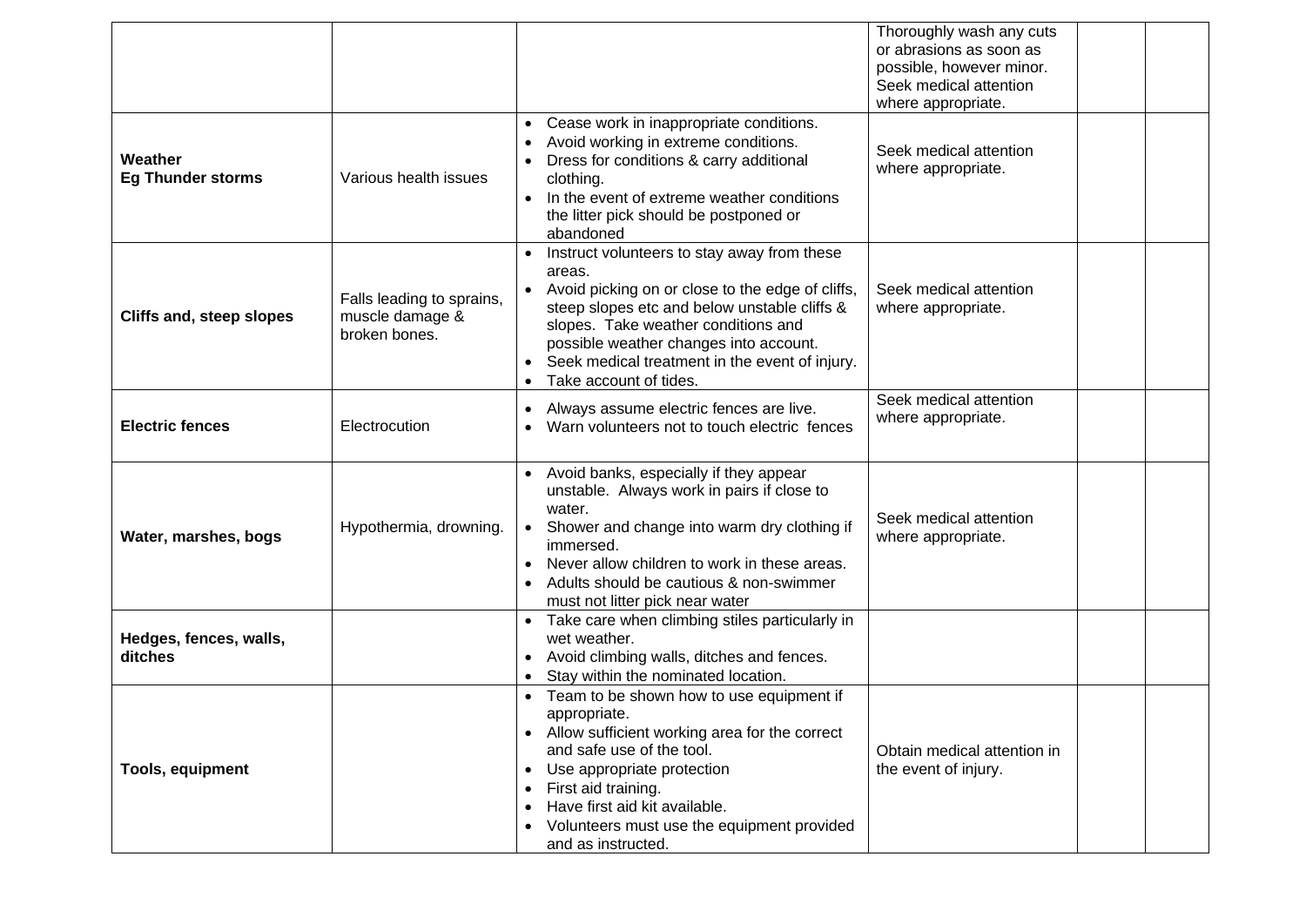| | | | | | |
|---|---|---|---|---|---|
| | | | Thoroughly wash any cuts or abrasions as soon as possible, however minor. Seek medical attention where appropriate. | | |
| **Weather**<br>**Eg Thunder storms** | Various health issues | • Cease work in inappropriate conditions.<br>• Avoid working in extreme conditions.<br>• Dress for conditions & carry additional clothing.<br>• In the event of extreme weather conditions the litter pick should be postponed or abandoned | Seek medical attention where appropriate. | | |
| **Cliffs and, steep slopes** | Falls leading to sprains, muscle damage & broken bones. | • Instruct volunteers to stay away from these areas.<br>• Avoid picking on or close to the edge of cliffs, steep slopes etc and below unstable cliffs & slopes. Take weather conditions and possible weather changes into account.<br>• Seek medical treatment in the event of injury.<br>• Take account of tides. | Seek medical attention where appropriate. | | |
| **Electric fences** | Electrocution | • Always assume electric fences are live.<br>• Warn volunteers not to touch electric fences | Seek medical attention where appropriate. | | |
| **Water, marshes, bogs** | Hypothermia, drowning. | • Avoid banks, especially if they appear unstable. Always work in pairs if close to water.<br>• Shower and change into warm dry clothing if immersed.<br>• Never allow children to work in these areas.<br>• Adults should be cautious & non-swimmer must not litter pick near water | Seek medical attention where appropriate. | | |
| **Hedges, fences, walls, ditches** | | • Take care when climbing stiles particularly in wet weather.<br>• Avoid climbing walls, ditches and fences.<br>• Stay within the nominated location. | | | |
| **Tools, equipment** | | • Team to be shown how to use equipment if appropriate.<br>• Allow sufficient working area for the correct and safe use of the tool.<br>• Use appropriate protection<br>• First aid training.<br>• Have first aid kit available.<br>• Volunteers must use the equipment provided and as instructed. | Obtain medical attention in the event of injury. | | |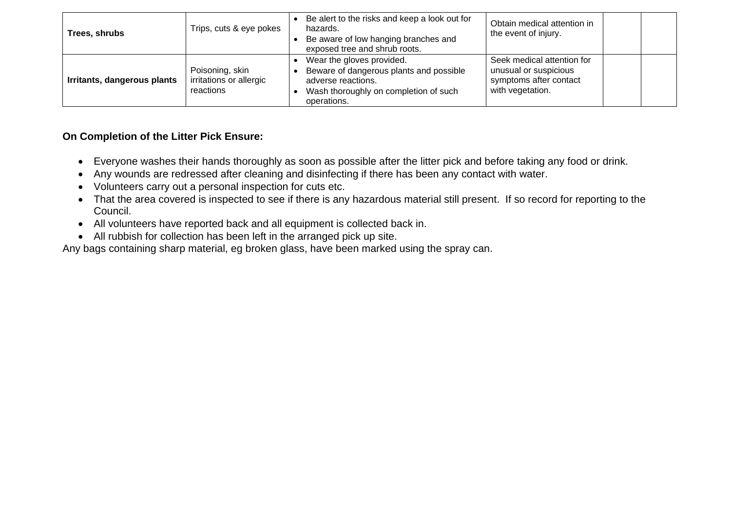| | | | | | |
|---|---|---|---|---|---|
| **Trees, shrubs** | Trips, cuts & eye pokes | • Be alert to the risks and keep a look out for hazards.<br>• Be aware of low hanging branches and exposed tree and shrub roots. | Obtain medical attention in the event of injury. | | |
| **Irritants, dangerous plants** | Poisoning, skin irritations or allergic reactions | • Wear the gloves provided.<br>• Beware of dangerous plants and possible adverse reactions.<br>• Wash thoroughly on completion of such operations. | Seek medical attention for unusual or suspicious symptoms after contact with vegetation. | | |

**On Completion of the Litter Pick Ensure:**

- Everyone washes their hands thoroughly as soon as possible after the litter pick and before taking any food or drink.
- Any wounds are redressed after cleaning and disinfecting if there has been any contact with water.
- Volunteers carry out a personal inspection for cuts etc.
- That the area covered is inspected to see if there is any hazardous material still present. If so record for reporting to the Council.
- All volunteers have reported back and all equipment is collected back in.
- All rubbish for collection has been left in the arranged pick up site.

Any bags containing sharp material, eg broken glass, have been marked using the spray can.